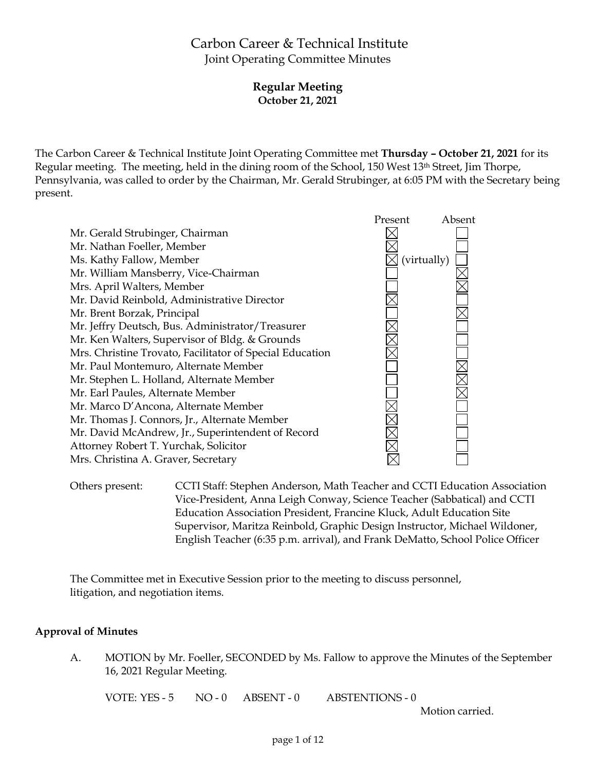# Carbon Career & Technical Institute

Joint Operating Committee Minutes

## Regular Meeting

**October 21, 2021**

The Carbon Career & Technical Institute Joint Operating Committee met **Thursday – October 21, 2021** for its Regular meeting. The meeting, held in the dining room of the School, 150 West 13th Street, Jim Thorpe, Pennsylvania, was called to order by the Chairman, Mr. Gerald Strubinger, at 6:05 PM with the Secretary being present.

| | Present | Absent |
|---|---|---|
| Mr. Gerald Strubinger, Chairman | ☒ | ☐ |
| Mr. Nathan Foeller, Member | ☒ | ☐ |
| Ms. Kathy Fallow, Member | ☒ (virtually) | ☐ |
| Mr. William Mansberry, Vice-Chairman | ☐ | ☒ |
| Mrs. April Walters, Member | ☐ | ☒ |
| Mr. David Reinbold, Administrative Director | ☒ | ☐ |
| Mr. Brent Borzak, Principal | ☐ | ☒ |
| Mr. Jeffry Deutsch, Bus. Administrator/Treasurer | ☒ | ☐ |
| Mr. Ken Walters, Supervisor of Bldg. & Grounds | ☒ | ☐ |
| Mrs. Christine Trovato, Facilitator of Special Education | ☒ | ☐ |
| Mr. Paul Montemuro, Alternate Member | ☐ | ☒ |
| Mr. Stephen L. Holland, Alternate Member | ☐ | ☒ |
| Mr. Earl Paules, Alternate Member | ☐ | ☒ |
| Mr. Marco D'Ancona, Alternate Member | ☒ | ☐ |
| Mr. Thomas J. Connors, Jr., Alternate Member | ☒ | ☐ |
| Mr. David McAndrew, Jr., Superintendent of Record | ☒ | ☐ |
| Attorney Robert T. Yurchak, Solicitor | ☒ | ☐ |
| Mrs. Christina A. Graver, Secretary | ☒ | ☐ |

Others present: CCTI Staff: Stephen Anderson, Math Teacher and CCTI Education Association Vice-President, Anna Leigh Conway, Science Teacher (Sabbatical) and CCTI Education Association President, Francine Kluck, Adult Education Site Supervisor, Maritza Reinbold, Graphic Design Instructor, Michael Wildoner, English Teacher (6:35 p.m. arrival), and Frank DeMatto, School Police Officer

The Committee met in Executive Session prior to the meeting to discuss personnel, litigation, and negotiation items.

### Approval of Minutes

A. MOTION by Mr. Foeller, SECONDED by Ms. Fallow to approve the Minutes of the September 16, 2021 Regular Meeting.

VOTE: YES - 5 NO - 0 ABSENT - 0 ABSTENTIONS - 0

Motion carried.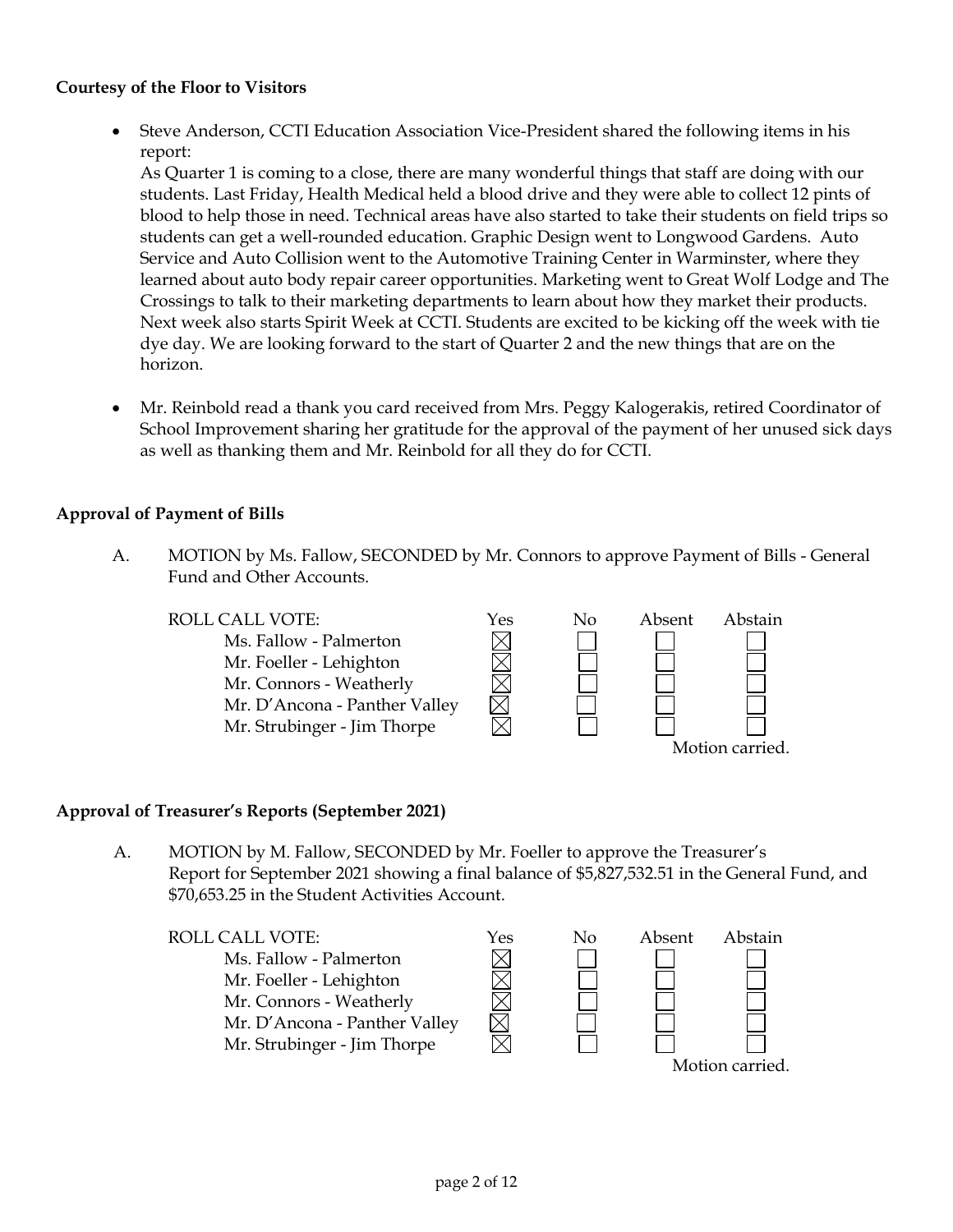**Courtesy of the Floor to Visitors**

- Steve Anderson, CCTI Education Association Vice-President shared the following items in his report:
  As Quarter 1 is coming to a close, there are many wonderful things that staff are doing with our students. Last Friday, Health Medical held a blood drive and they were able to collect 12 pints of blood to help those in need. Technical areas have also started to take their students on field trips so students can get a well-rounded education. Graphic Design went to Longwood Gardens. Auto Service and Auto Collision went to the Automotive Training Center in Warminster, where they learned about auto body repair career opportunities. Marketing went to Great Wolf Lodge and The Crossings to talk to their marketing departments to learn about how they market their products. Next week also starts Spirit Week at CCTI. Students are excited to be kicking off the week with tie dye day. We are looking forward to the start of Quarter 2 and the new things that are on the horizon.

- Mr. Reinbold read a thank you card received from Mrs. Peggy Kalogerakis, retired Coordinator of School Improvement sharing her gratitude for the approval of the payment of her unused sick days as well as thanking them and Mr. Reinbold for all they do for CCTI.

**Approval of Payment of Bills**

A. MOTION by Ms. Fallow, SECONDED by Mr. Connors to approve Payment of Bills - General Fund and Other Accounts.

| ROLL CALL VOTE: | Yes | No | Absent | Abstain |
|---|---|---|---|---|
| Ms. Fallow - Palmerton | ☒ | ☐ | ☐ | ☐ |
| Mr. Foeller - Lehighton | ☒ | ☐ | ☐ | ☐ |
| Mr. Connors - Weatherly | ☒ | ☐ | ☐ | ☐ |
| Mr. D'Ancona - Panther Valley | ☒ | ☐ | ☐ | ☐ |
| Mr. Strubinger - Jim Thorpe | ☒ | ☐ | ☐ | ☐ |

Motion carried.

**Approval of Treasurer's Reports (September 2021)**

A. MOTION by M. Fallow, SECONDED by Mr. Foeller to approve the Treasurer's Report for September 2021 showing a final balance of $5,827,532.51 in the General Fund, and $70,653.25 in the Student Activities Account.

| ROLL CALL VOTE: | Yes | No | Absent | Abstain |
|---|---|---|---|---|
| Ms. Fallow - Palmerton | ☒ | ☐ | ☐ | ☐ |
| Mr. Foeller - Lehighton | ☒ | ☐ | ☐ | ☐ |
| Mr. Connors - Weatherly | ☒ | ☐ | ☐ | ☐ |
| Mr. D'Ancona - Panther Valley | ☒ | ☐ | ☐ | ☐ |
| Mr. Strubinger - Jim Thorpe | ☒ | ☐ | ☐ | ☐ |

Motion carried.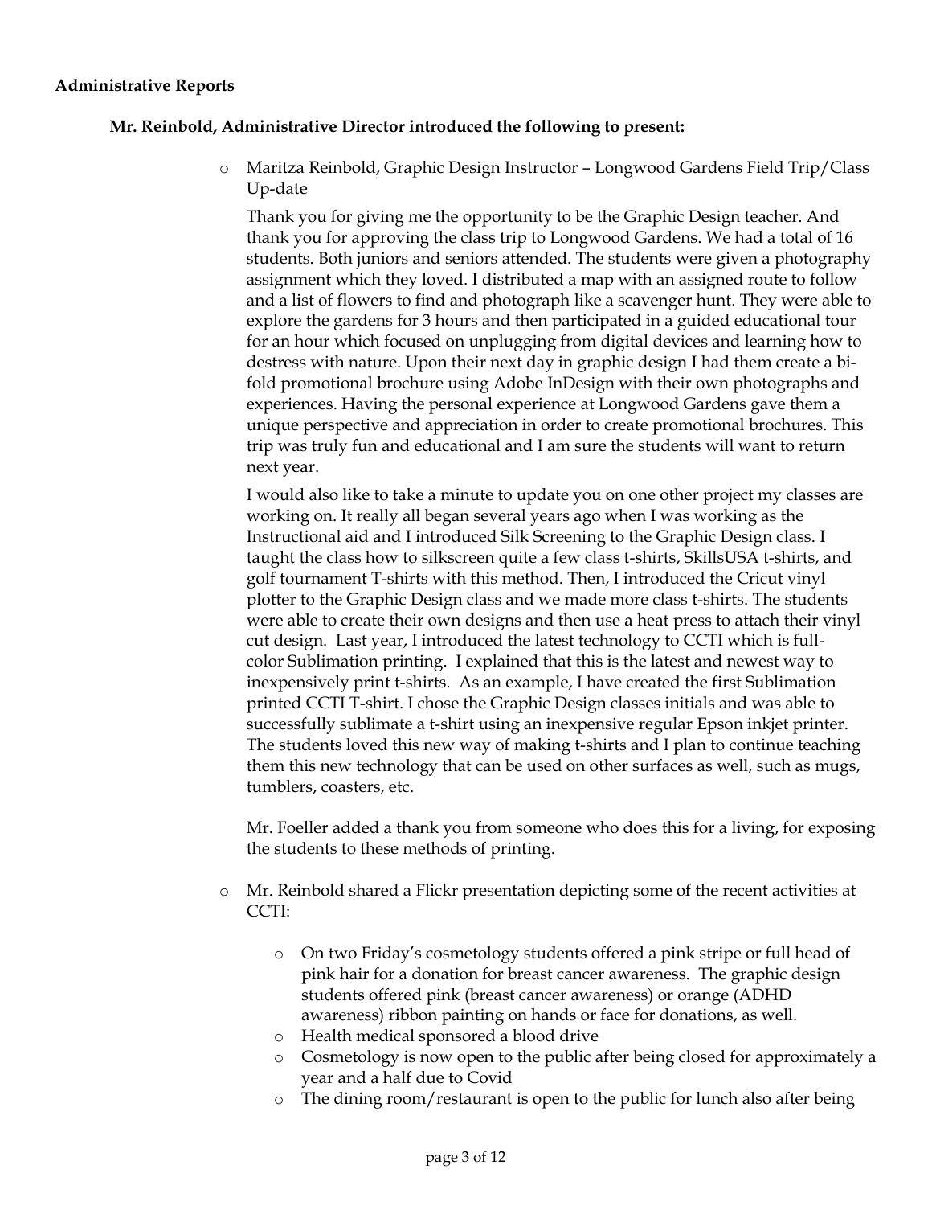**Administrative Reports**

**Mr. Reinbold, Administrative Director introduced the following to present:**

- Maritza Reinbold, Graphic Design Instructor – Longwood Gardens Field Trip/Class Up-date

  Thank you for giving me the opportunity to be the Graphic Design teacher. And thank you for approving the class trip to Longwood Gardens. We had a total of 16 students. Both juniors and seniors attended. The students were given a photography assignment which they loved. I distributed a map with an assigned route to follow and a list of flowers to find and photograph like a scavenger hunt. They were able to explore the gardens for 3 hours and then participated in a guided educational tour for an hour which focused on unplugging from digital devices and learning how to destress with nature. Upon their next day in graphic design I had them create a bi-fold promotional brochure using Adobe InDesign with their own photographs and experiences. Having the personal experience at Longwood Gardens gave them a unique perspective and appreciation in order to create promotional brochures. This trip was truly fun and educational and I am sure the students will want to return next year.

  I would also like to take a minute to update you on one other project my classes are working on. It really all began several years ago when I was working as the Instructional aid and I introduced Silk Screening to the Graphic Design class. I taught the class how to silkscreen quite a few class t-shirts, SkillsUSA t-shirts, and golf tournament T-shirts with this method. Then, I introduced the Cricut vinyl plotter to the Graphic Design class and we made more class t-shirts. The students were able to create their own designs and then use a heat press to attach their vinyl cut design. Last year, I introduced the latest technology to CCTI which is full-color Sublimation printing. I explained that this is the latest and newest way to inexpensively print t-shirts. As an example, I have created the first Sublimation printed CCTI T-shirt. I chose the Graphic Design classes initials and was able to successfully sublimate a t-shirt using an inexpensive regular Epson inkjet printer. The students loved this new way of making t-shirts and I plan to continue teaching them this new technology that can be used on other surfaces as well, such as mugs, tumblers, coasters, etc.

  Mr. Foeller added a thank you from someone who does this for a living, for exposing the students to these methods of printing.

- Mr. Reinbold shared a Flickr presentation depicting some of the recent activities at CCTI:

  - On two Friday's cosmetology students offered a pink stripe or full head of pink hair for a donation for breast cancer awareness. The graphic design students offered pink (breast cancer awareness) or orange (ADHD awareness) ribbon painting on hands or face for donations, as well.
  - Health medical sponsored a blood drive
  - Cosmetology is now open to the public after being closed for approximately a year and a half due to Covid
  - The dining room/restaurant is open to the public for lunch also after being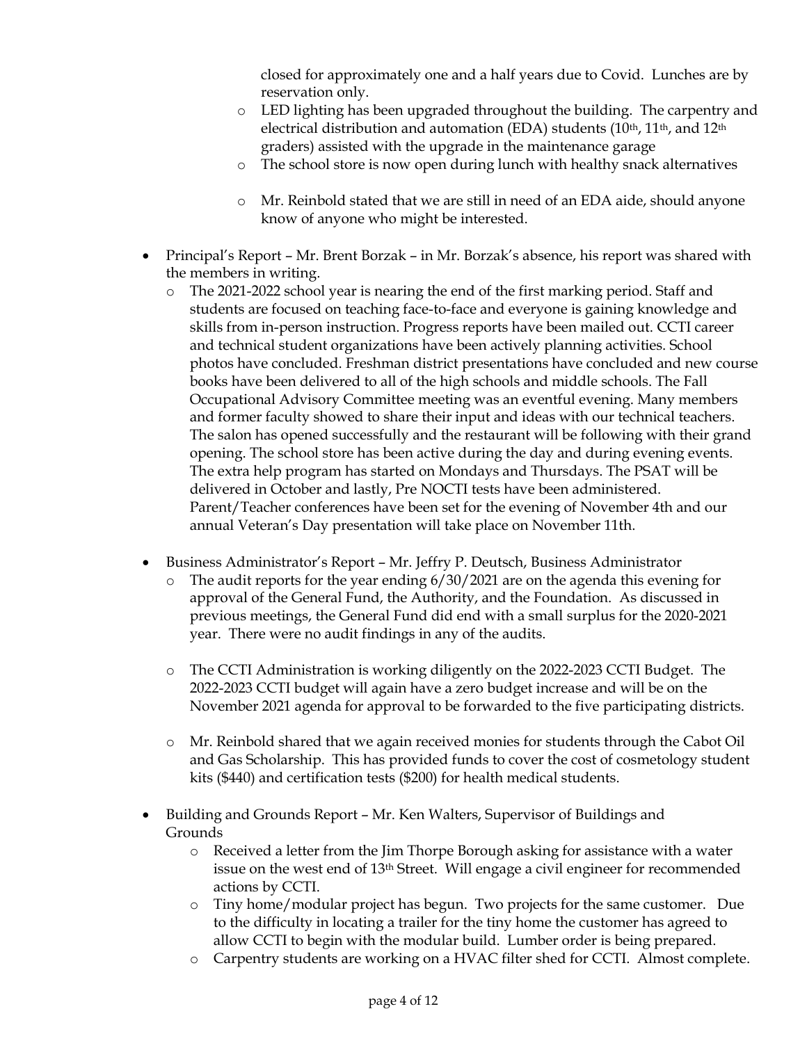closed for approximately one and a half years due to Covid. Lunches are by reservation only.
  - LED lighting has been upgraded throughout the building. The carpentry and electrical distribution and automation (EDA) students (10th, 11th, and 12th graders) assisted with the upgrade in the maintenance garage
  - The school store is now open during lunch with healthy snack alternatives
  - Mr. Reinbold stated that we are still in need of an EDA aide, should anyone know of anyone who might be interested.

- Principal's Report – Mr. Brent Borzak – in Mr. Borzak's absence, his report was shared with the members in writing.
  - The 2021-2022 school year is nearing the end of the first marking period. Staff and students are focused on teaching face-to-face and everyone is gaining knowledge and skills from in-person instruction. Progress reports have been mailed out. CCTI career and technical student organizations have been actively planning activities. School photos have concluded. Freshman district presentations have concluded and new course books have been delivered to all of the high schools and middle schools. The Fall Occupational Advisory Committee meeting was an eventful evening. Many members and former faculty showed to share their input and ideas with our technical teachers. The salon has opened successfully and the restaurant will be following with their grand opening. The school store has been active during the day and during evening events. The extra help program has started on Mondays and Thursdays. The PSAT will be delivered in October and lastly, Pre NOCTI tests have been administered. Parent/Teacher conferences have been set for the evening of November 4th and our annual Veteran's Day presentation will take place on November 11th.

- Business Administrator's Report – Mr. Jeffry P. Deutsch, Business Administrator
  - The audit reports for the year ending 6/30/2021 are on the agenda this evening for approval of the General Fund, the Authority, and the Foundation. As discussed in previous meetings, the General Fund did end with a small surplus for the 2020-2021 year. There were no audit findings in any of the audits.
  - The CCTI Administration is working diligently on the 2022-2023 CCTI Budget. The 2022-2023 CCTI budget will again have a zero budget increase and will be on the November 2021 agenda for approval to be forwarded to the five participating districts.
  - Mr. Reinbold shared that we again received monies for students through the Cabot Oil and Gas Scholarship. This has provided funds to cover the cost of cosmetology student kits ($440) and certification tests ($200) for health medical students.

- Building and Grounds Report – Mr. Ken Walters, Supervisor of Buildings and Grounds
  - Received a letter from the Jim Thorpe Borough asking for assistance with a water issue on the west end of 13th Street. Will engage a civil engineer for recommended actions by CCTI.
  - Tiny home/modular project has begun. Two projects for the same customer. Due to the difficulty in locating a trailer for the tiny home the customer has agreed to allow CCTI to begin with the modular build. Lumber order is being prepared.
  - Carpentry students are working on a HVAC filter shed for CCTI. Almost complete.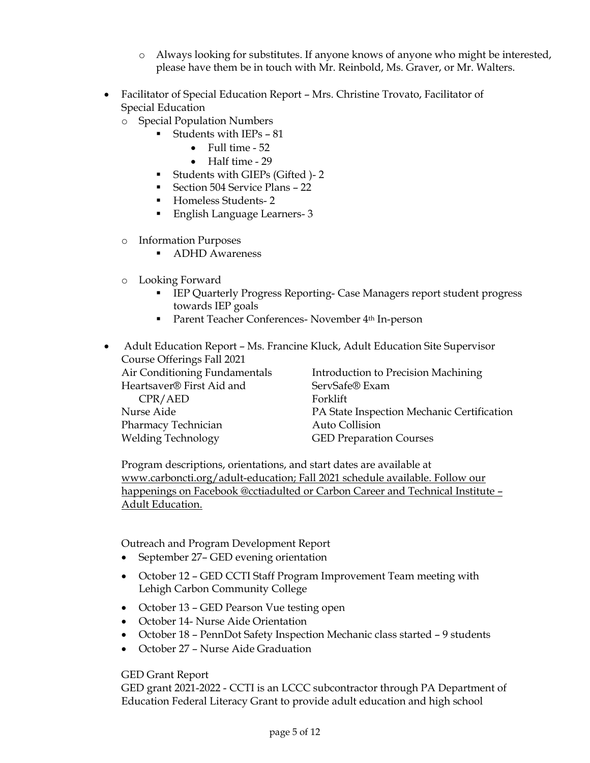- Always looking for substitutes. If anyone knows of anyone who might be interested, please have them be in touch with Mr. Reinbold, Ms. Graver, or Mr. Walters.

- Facilitator of Special Education Report – Mrs. Christine Trovato, Facilitator of Special Education
  - Special Population Numbers
    - Students with IEPs – 81
      - Full time - 52
      - Half time - 29
    - Students with GIEPs (Gifted )- 2
    - Section 504 Service Plans – 22
    - Homeless Students- 2
    - English Language Learners- 3
  - Information Purposes
    - ADHD Awareness
  - Looking Forward
    - IEP Quarterly Progress Reporting- Case Managers report student progress towards IEP goals
    - Parent Teacher Conferences- November 4th In-person

- Adult Education Report – Ms. Francine Kluck, Adult Education Site Supervisor

Course Offerings Fall 2021

Air Conditioning Fundamentals
Heartsaver® First Aid and CPR/AED
Nurse Aide
Pharmacy Technician
Welding Technology
Introduction to Precision Machining
ServSafe® Exam
Forklift
PA State Inspection Mechanic Certification
Auto Collision
GED Preparation Courses

Program descriptions, orientations, and start dates are available at www.carboncti.org/adult-education; Fall 2021 schedule available. Follow our happenings on Facebook @cctiadulted or Carbon Career and Technical Institute – Adult Education.

Outreach and Program Development Report

- September 27– GED evening orientation
- October 12 – GED CCTI Staff Program Improvement Team meeting with Lehigh Carbon Community College
- October 13 – GED Pearson Vue testing open
- October 14- Nurse Aide Orientation
- October 18 – PennDot Safety Inspection Mechanic class started – 9 students
- October 27 – Nurse Aide Graduation

GED Grant Report

GED grant 2021-2022 - CCTI is an LCCC subcontractor through PA Department of Education Federal Literacy Grant to provide adult education and high school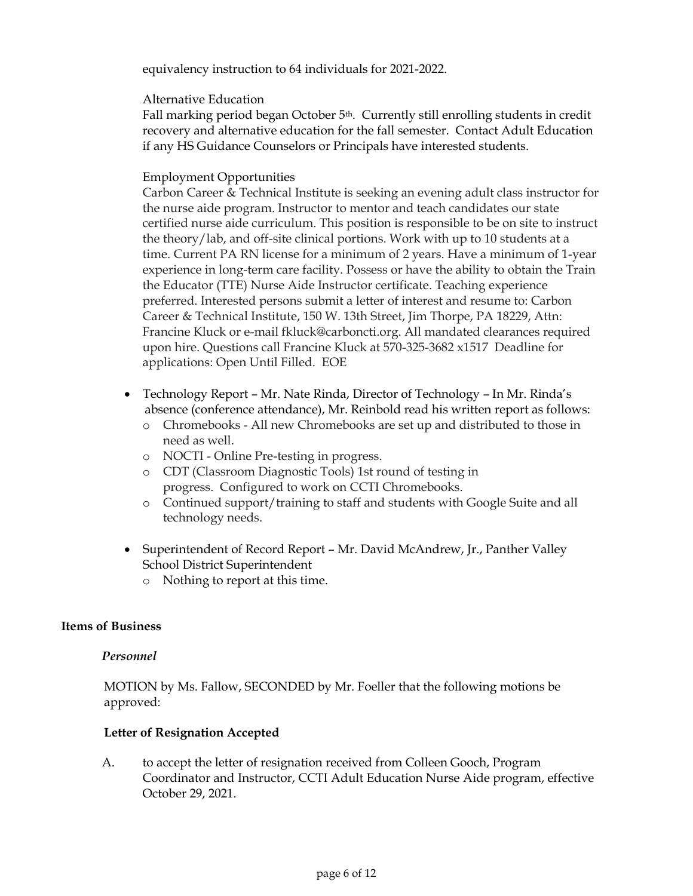equivalency instruction to 64 individuals for 2021-2022.

Alternative Education

Fall marking period began October 5th. Currently still enrolling students in credit recovery and alternative education for the fall semester. Contact Adult Education if any HS Guidance Counselors or Principals have interested students.

Employment Opportunities

Carbon Career & Technical Institute is seeking an evening adult class instructor for the nurse aide program. Instructor to mentor and teach candidates our state certified nurse aide curriculum. This position is responsible to be on site to instruct the theory/lab, and off-site clinical portions. Work with up to 10 students at a time. Current PA RN license for a minimum of 2 years. Have a minimum of 1-year experience in long-term care facility. Possess or have the ability to obtain the Train the Educator (TTE) Nurse Aide Instructor certificate. Teaching experience preferred. Interested persons submit a letter of interest and resume to: Carbon Career & Technical Institute, 150 W. 13th Street, Jim Thorpe, PA 18229, Attn: Francine Kluck or e-mail fkluck@carboncti.org. All mandated clearances required upon hire. Questions call Francine Kluck at 570-325-3682 x1517 Deadline for applications: Open Until Filled. EOE

- Technology Report – Mr. Nate Rinda, Director of Technology – In Mr. Rinda's absence (conference attendance), Mr. Reinbold read his written report as follows:
  - Chromebooks - All new Chromebooks are set up and distributed to those in need as well.
  - NOCTI - Online Pre-testing in progress.
  - CDT (Classroom Diagnostic Tools) 1st round of testing in progress. Configured to work on CCTI Chromebooks.
  - Continued support/training to staff and students with Google Suite and all technology needs.
- Superintendent of Record Report – Mr. David McAndrew, Jr., Panther Valley School District Superintendent
  - Nothing to report at this time.

## Items of Business

***Personnel***

MOTION by Ms. Fallow, SECONDED by Mr. Foeller that the following motions be approved:

**Letter of Resignation Accepted**

A. to accept the letter of resignation received from Colleen Gooch, Program Coordinator and Instructor, CCTI Adult Education Nurse Aide program, effective October 29, 2021.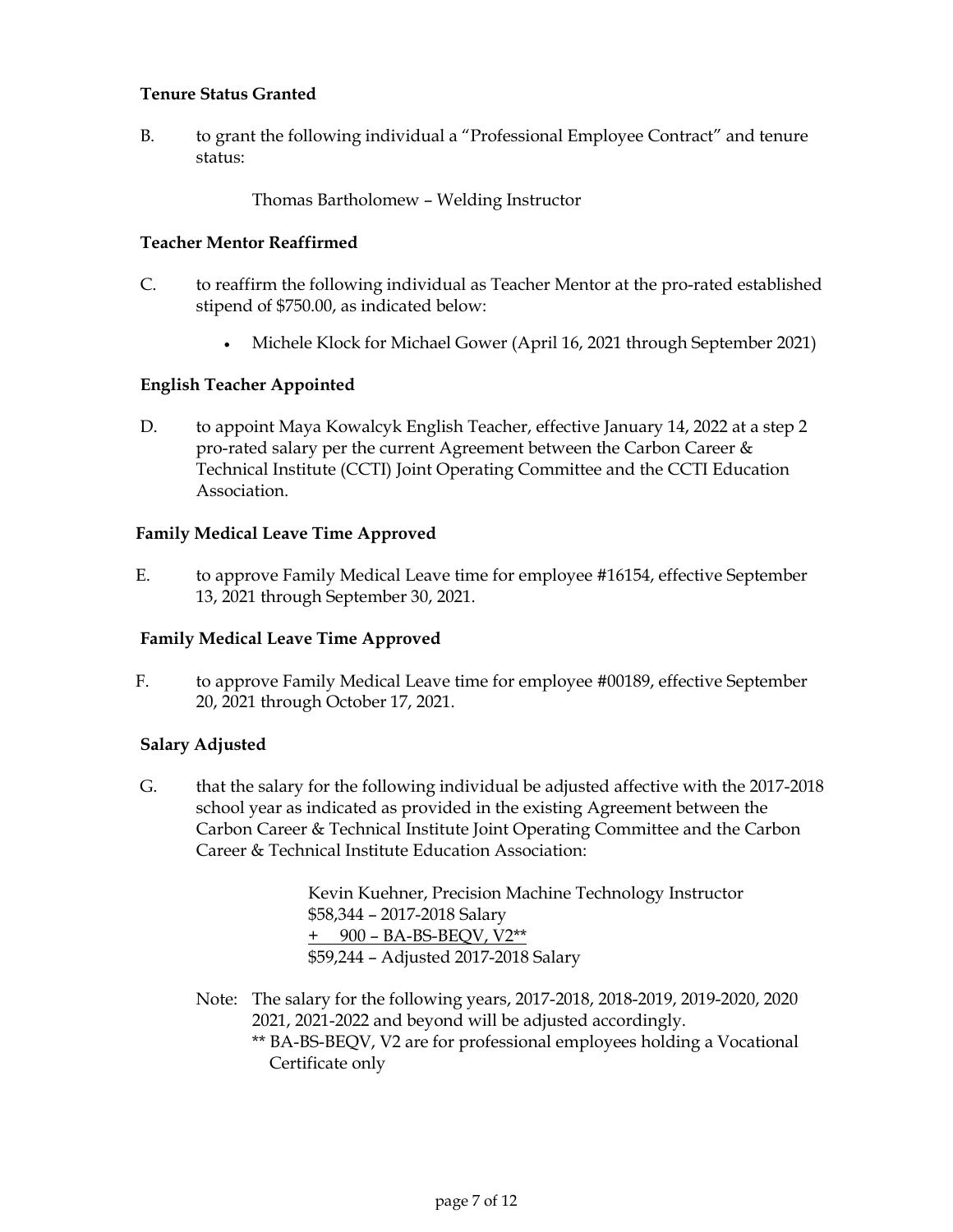**Tenure Status Granted**

B. to grant the following individual a "Professional Employee Contract" and tenure status:

Thomas Bartholomew – Welding Instructor

**Teacher Mentor Reaffirmed**

C. to reaffirm the following individual as Teacher Mentor at the pro-rated established stipend of $750.00, as indicated below:

- Michele Klock for Michael Gower (April 16, 2021 through September 2021)

**English Teacher Appointed**

D. to appoint Maya Kowalcyk English Teacher, effective January 14, 2022 at a step 2 pro-rated salary per the current Agreement between the Carbon Career & Technical Institute (CCTI) Joint Operating Committee and the CCTI Education Association.

**Family Medical Leave Time Approved**

E. to approve Family Medical Leave time for employee #16154, effective September 13, 2021 through September 30, 2021.

**Family Medical Leave Time Approved**

F. to approve Family Medical Leave time for employee #00189, effective September 20, 2021 through October 17, 2021.

**Salary Adjusted**

G. that the salary for the following individual be adjusted affective with the 2017-2018 school year as indicated as provided in the existing Agreement between the Carbon Career & Technical Institute Joint Operating Committee and the Carbon Career & Technical Institute Education Association:

Kevin Kuehner, Precision Machine Technology Instructor
$58,344 – 2017-2018 Salary
\+ 900 – BA-BS-BEQV, V2**
$59,244 – Adjusted 2017-2018 Salary

Note: The salary for the following years, 2017-2018, 2018-2019, 2019-2020, 2020 2021, 2021-2022 and beyond will be adjusted accordingly.
** BA-BS-BEQV, V2 are for professional employees holding a Vocational Certificate only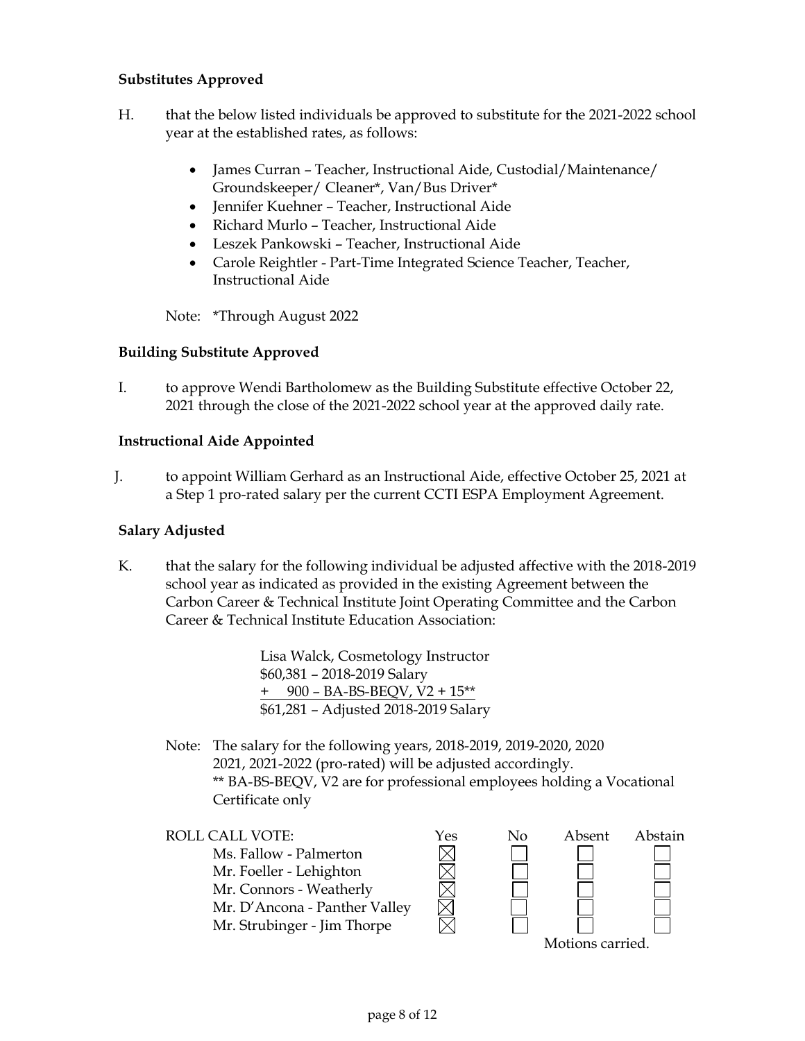**Substitutes Approved**

H. that the below listed individuals be approved to substitute for the 2021-2022 school year at the established rates, as follows:

- James Curran – Teacher, Instructional Aide, Custodial/Maintenance/ Groundskeeper/ Cleaner*, Van/Bus Driver*
- Jennifer Kuehner – Teacher, Instructional Aide
- Richard Murlo – Teacher, Instructional Aide
- Leszek Pankowski – Teacher, Instructional Aide
- Carole Reightler - Part-Time Integrated Science Teacher, Teacher, Instructional Aide

Note: *Through August 2022

**Building Substitute Approved**

I. to approve Wendi Bartholomew as the Building Substitute effective October 22, 2021 through the close of the 2021-2022 school year at the approved daily rate.

**Instructional Aide Appointed**

J. to appoint William Gerhard as an Instructional Aide, effective October 25, 2021 at a Step 1 pro-rated salary per the current CCTI ESPA Employment Agreement.

**Salary Adjusted**

K. that the salary for the following individual be adjusted affective with the 2018-2019 school year as indicated as provided in the existing Agreement between the Carbon Career & Technical Institute Joint Operating Committee and the Carbon Career & Technical Institute Education Association:

Lisa Walck, Cosmetology Instructor
$60,381 – 2018-2019 Salary
\+ 900 – BA-BS-BEQV, V2 + 15**
$61,281 – Adjusted 2018-2019 Salary

Note: The salary for the following years, 2018-2019, 2019-2020, 2020 2021, 2021-2022 (pro-rated) will be adjusted accordingly.
** BA-BS-BEQV, V2 are for professional employees holding a Vocational Certificate only

| ROLL CALL VOTE: | Yes | No | Absent | Abstain |
|---|---|---|---|---|
| Ms. Fallow - Palmerton | ☒ | ☐ | ☐ | ☐ |
| Mr. Foeller - Lehighton | ☒ | ☐ | ☐ | ☐ |
| Mr. Connors - Weatherly | ☒ | ☐ | ☐ | ☐ |
| Mr. D'Ancona - Panther Valley | ☒ | ☐ | ☐ | ☐ |
| Mr. Strubinger - Jim Thorpe | ☒ | ☐ | ☐ | ☐ |

Motions carried.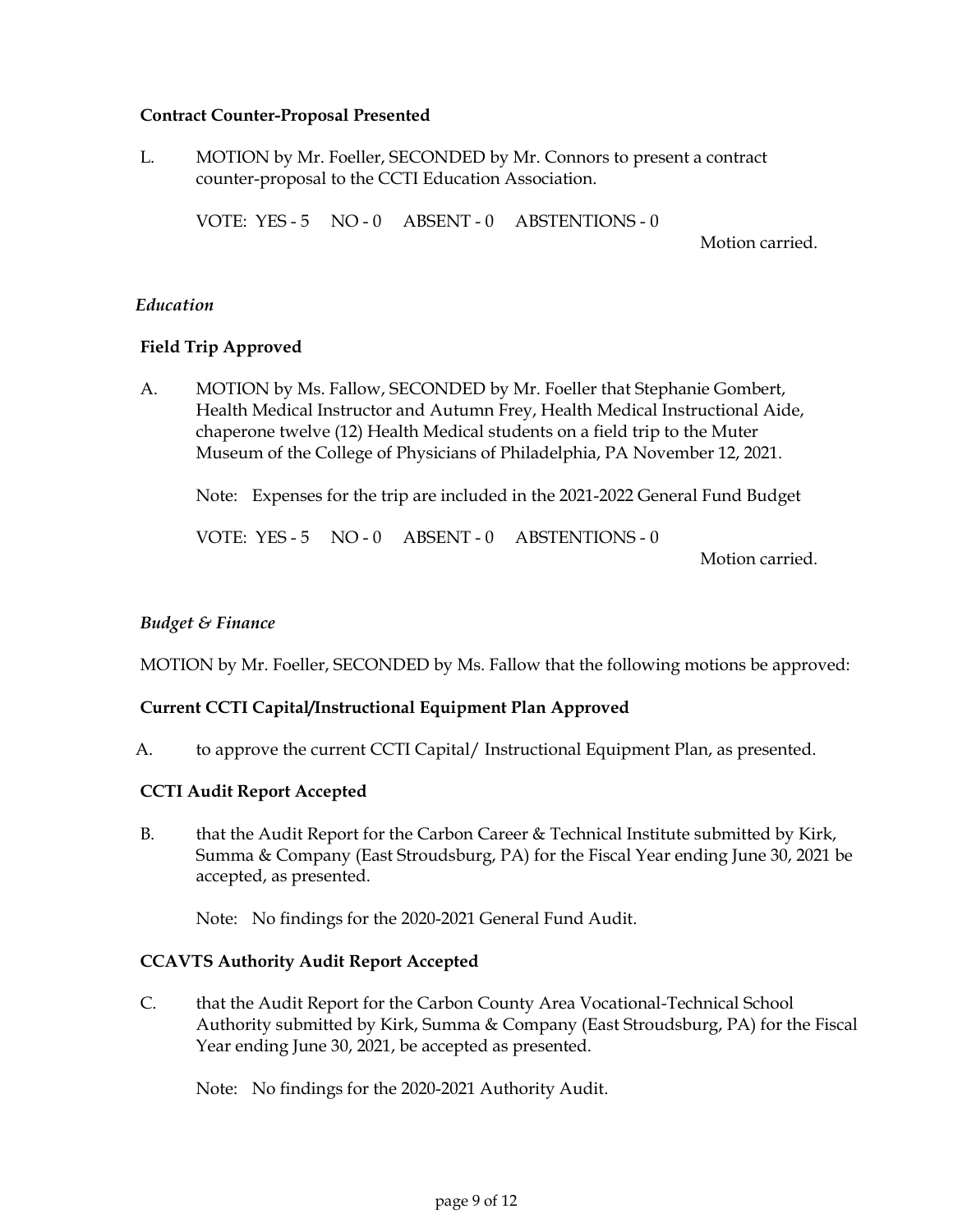**Contract Counter-Proposal Presented**

L. MOTION by Mr. Foeller, SECONDED by Mr. Connors to present a contract counter-proposal to the CCTI Education Association.

VOTE: YES - 5 NO - 0 ABSENT - 0 ABSTENTIONS - 0

Motion carried.

*Education*

**Field Trip Approved**

A. MOTION by Ms. Fallow, SECONDED by Mr. Foeller that Stephanie Gombert, Health Medical Instructor and Autumn Frey, Health Medical Instructional Aide, chaperone twelve (12) Health Medical students on a field trip to the Muter Museum of the College of Physicians of Philadelphia, PA November 12, 2021.

Note: Expenses for the trip are included in the 2021-2022 General Fund Budget

VOTE: YES - 5 NO - 0 ABSENT - 0 ABSTENTIONS - 0

Motion carried.

*Budget & Finance*

MOTION by Mr. Foeller, SECONDED by Ms. Fallow that the following motions be approved:

**Current CCTI Capital/Instructional Equipment Plan Approved**

A. to approve the current CCTI Capital/ Instructional Equipment Plan, as presented.

**CCTI Audit Report Accepted**

B. that the Audit Report for the Carbon Career & Technical Institute submitted by Kirk, Summa & Company (East Stroudsburg, PA) for the Fiscal Year ending June 30, 2021 be accepted, as presented.

Note: No findings for the 2020-2021 General Fund Audit.

**CCAVTS Authority Audit Report Accepted**

C. that the Audit Report for the Carbon County Area Vocational-Technical School Authority submitted by Kirk, Summa & Company (East Stroudsburg, PA) for the Fiscal Year ending June 30, 2021, be accepted as presented.

Note: No findings for the 2020-2021 Authority Audit.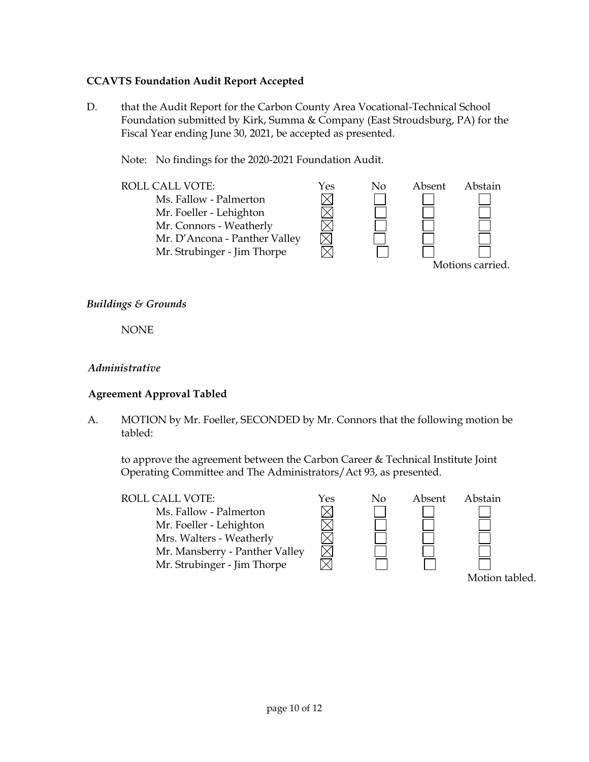**CCAVTS Foundation Audit Report Accepted**

D. that the Audit Report for the Carbon County Area Vocational-Technical School Foundation submitted by Kirk, Summa & Company (East Stroudsburg, PA) for the Fiscal Year ending June 30, 2021, be accepted as presented.

Note: No findings for the 2020-2021 Foundation Audit.

| ROLL CALL VOTE: | Yes | No | Absent | Abstain |
|---|---|---|---|---|
| Ms. Fallow - Palmerton | ☒ | ☐ | ☐ | ☐ |
| Mr. Foeller - Lehighton | ☒ | ☐ | ☐ | ☐ |
| Mr. Connors - Weatherly | ☒ | ☐ | ☐ | ☐ |
| Mr. D'Ancona - Panther Valley | ☒ | ☐ | ☐ | ☐ |
| Mr. Strubinger - Jim Thorpe | ☒ | ☐ | ☐ | ☐ |

Motions carried.

*Buildings & Grounds*

NONE

*Administrative*

**Agreement Approval Tabled**

A. MOTION by Mr. Foeller, SECONDED by Mr. Connors that the following motion be tabled:

to approve the agreement between the Carbon Career & Technical Institute Joint Operating Committee and The Administrators/Act 93, as presented.

| ROLL CALL VOTE: | Yes | No | Absent | Abstain |
|---|---|---|---|---|
| Ms. Fallow - Palmerton | ☒ | ☐ | ☐ | ☐ |
| Mr. Foeller - Lehighton | ☒ | ☐ | ☐ | ☐ |
| Mrs. Walters - Weatherly | ☒ | ☐ | ☐ | ☐ |
| Mr. Mansberry - Panther Valley | ☒ | ☐ | ☐ | ☐ |
| Mr. Strubinger - Jim Thorpe | ☒ | ☐ | ☐ | ☐ |

Motion tabled.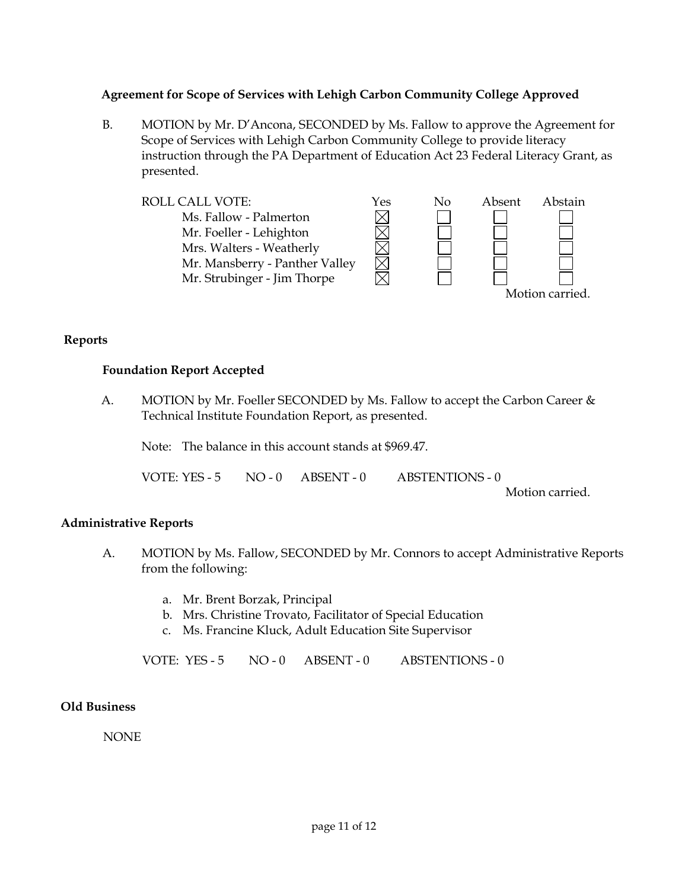**Agreement for Scope of Services with Lehigh Carbon Community College Approved**

B. MOTION by Mr. D'Ancona, SECONDED by Ms. Fallow to approve the Agreement for Scope of Services with Lehigh Carbon Community College to provide literacy instruction through the PA Department of Education Act 23 Federal Literacy Grant, as presented.

| ROLL CALL VOTE: | Yes | No | Absent | Abstain |
|---|---|---|---|---|
| Ms. Fallow - Palmerton | ☒ | ☐ | ☐ | ☐ |
| Mr. Foeller - Lehighton | ☒ | ☐ | ☐ | ☐ |
| Mrs. Walters - Weatherly | ☒ | ☐ | ☐ | ☐ |
| Mr. Mansberry - Panther Valley | ☒ | ☐ | ☐ | ☐ |
| Mr. Strubinger - Jim Thorpe | ☒ | ☐ | ☐ | ☐ |

Motion carried.

## Reports

**Foundation Report Accepted**

A. MOTION by Mr. Foeller SECONDED by Ms. Fallow to accept the Carbon Career & Technical Institute Foundation Report, as presented.

Note: The balance in this account stands at $969.47.

VOTE: YES - 5 NO - 0 ABSENT - 0 ABSTENTIONS - 0

Motion carried.

## Administrative Reports

A. MOTION by Ms. Fallow, SECONDED by Mr. Connors to accept Administrative Reports from the following:

a. Mr. Brent Borzak, Principal
b. Mrs. Christine Trovato, Facilitator of Special Education
c. Ms. Francine Kluck, Adult Education Site Supervisor

VOTE: YES - 5 NO - 0 ABSENT - 0 ABSTENTIONS - 0

## Old Business

NONE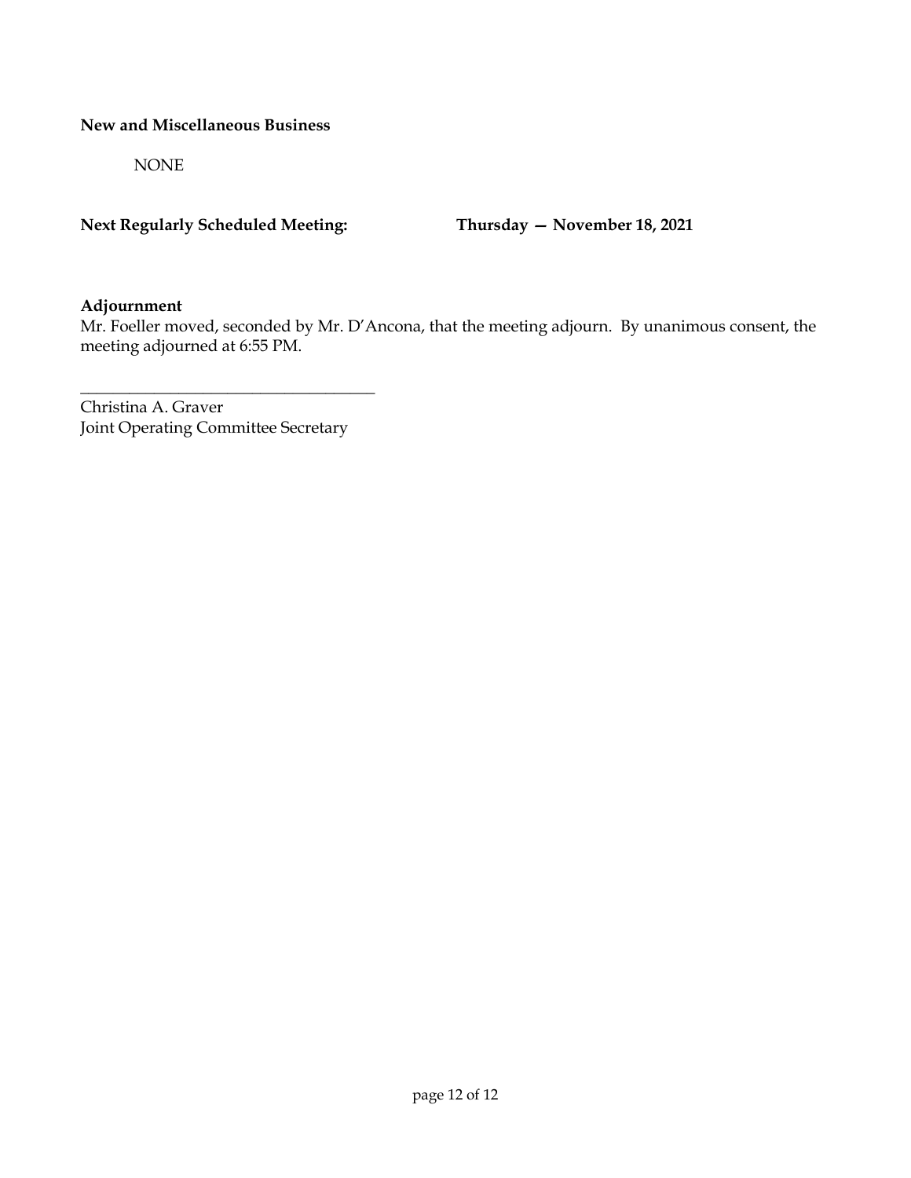**New and Miscellaneous Business**

NONE

**Next Regularly Scheduled Meeting:** **Thursday — November 18, 2021**

**Adjournment**

Mr. Foeller moved, seconded by Mr. D'Ancona, that the meeting adjourn. By unanimous consent, the meeting adjourned at 6:55 PM.

\_\_\_\_\_\_\_\_\_\_\_\_\_\_\_\_\_\_\_\_\_\_\_\_\_\_\_\_\_\_\_\_\_\_\_\_\_\_

Christina A. Graver
Joint Operating Committee Secretary